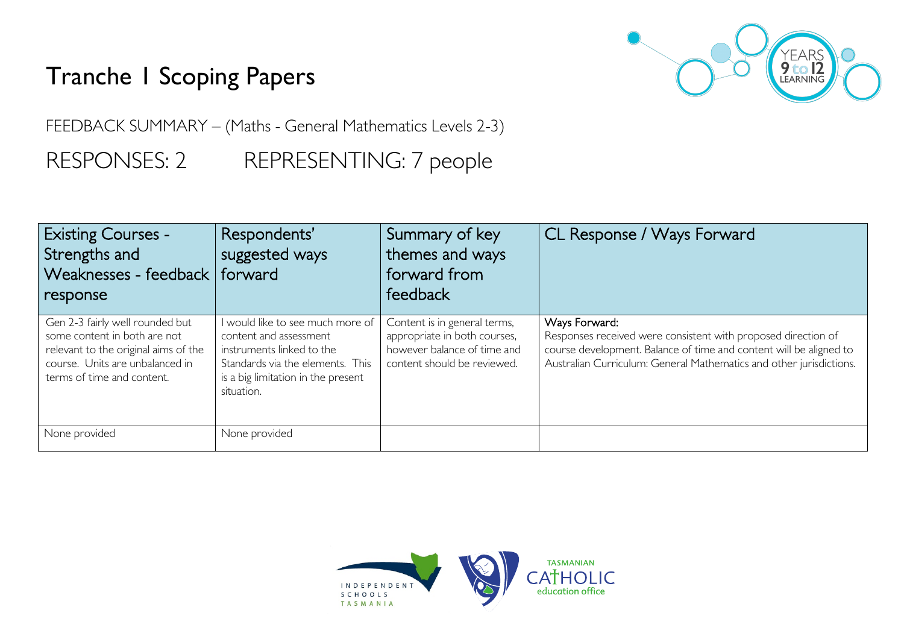# Tranche 1 Scoping Papers

FEEDBACK SUMMARY – (Maths - General Mathematics Levels 2-3)

RESPONSES: 2 REPRESENTING: 7 people

| Existing Courses - Strengths and Weaknesses - feedback response | Respondents' suggested ways forward | Summary of key themes and ways forward from feedback | CL Response / Ways Forward |
|---|---|---|---|
| Gen 2-3 fairly well rounded but some content in both are not relevant to the original aims of the course. Units are unbalanced in terms of time and content. | I would like to see much more of content and assessment instruments linked to the Standards via the elements. This is a big limitation in the present situation. | Content is in general terms, appropriate in both courses, however balance of time and content should be reviewed. | Ways Forward: Responses received were consistent with proposed direction of course development. Balance of time and content will be aligned to Australian Curriculum: General Mathematics and other jurisdictions. |
| None provided | None provided | | |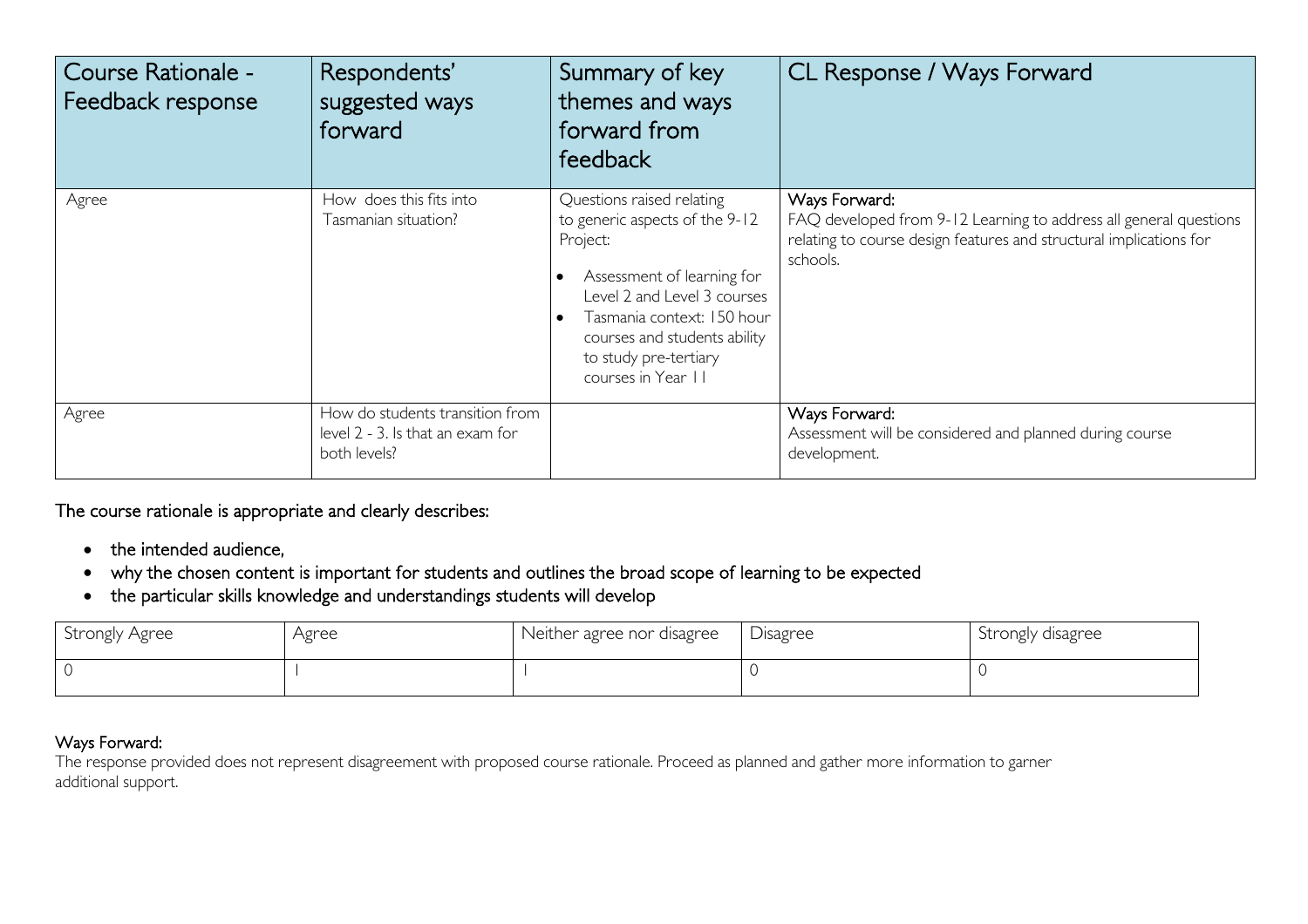| Course Rationale - Feedback response | Respondents' suggested ways forward | Summary of key themes and ways forward from feedback | CL Response / Ways Forward |
|---|---|---|---|
| Agree | How does this fits into Tasmanian situation? | Questions raised relating to generic aspects of the 9-12 Project:<br>• Assessment of learning for Level 2 and Level 3 courses<br>• Tasmania context: 150 hour courses and students ability to study pre-tertiary courses in Year 11 | Ways Forward:<br>FAQ developed from 9-12 Learning to address all general questions relating to course design features and structural implications for schools. |
| Agree | How do students transition from level 2 - 3. Is that an exam for both levels? | | Ways Forward:<br>Assessment will be considered and planned during course development. |

The course rationale is appropriate and clearly describes:

- the intended audience,
- why the chosen content is important for students and outlines the broad scope of learning to be expected
- the particular skills knowledge and understandings students will develop

| Strongly Agree | Agree | Neither agree nor disagree | Disagree | Strongly disagree |
|---|---|---|---|---|
| 0 | 1 | 1 | 0 | 0 |

Ways Forward:

The response provided does not represent disagreement with proposed course rationale. Proceed as planned and gather more information to garner additional support.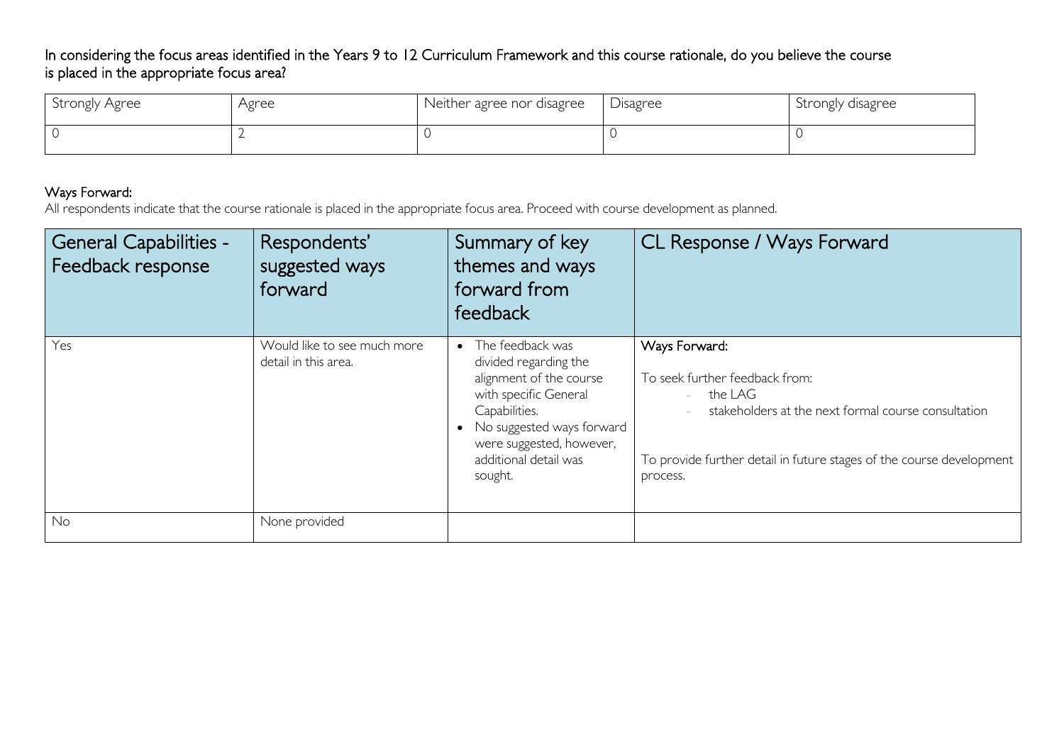In considering the focus areas identified in the Years 9 to 12 Curriculum Framework and this course rationale, do you believe the course is placed in the appropriate focus area?

| Strongly Agree | Agree | Neither agree nor disagree | Disagree | Strongly disagree |
|---|---|---|---|---|
| 0 | 2 | 0 | 0 | 0 |

**Ways Forward:**

All respondents indicate that the course rationale is placed in the appropriate focus area. Proceed with course development as planned.

| General Capabilities - Feedback response | Respondents' suggested ways forward | Summary of key themes and ways forward from feedback | CL Response / Ways Forward |
|---|---|---|---|
| Yes | Would like to see much more detail in this area. | • The feedback was divided regarding the alignment of the course with specific General Capabilities.<br>• No suggested ways forward were suggested, however, additional detail was sought. | **Ways Forward:**<br><br>To seek further feedback from:<br>- the LAG<br>- stakeholders at the next formal course consultation<br><br>To provide further detail in future stages of the course development process. |
| No | None provided | | |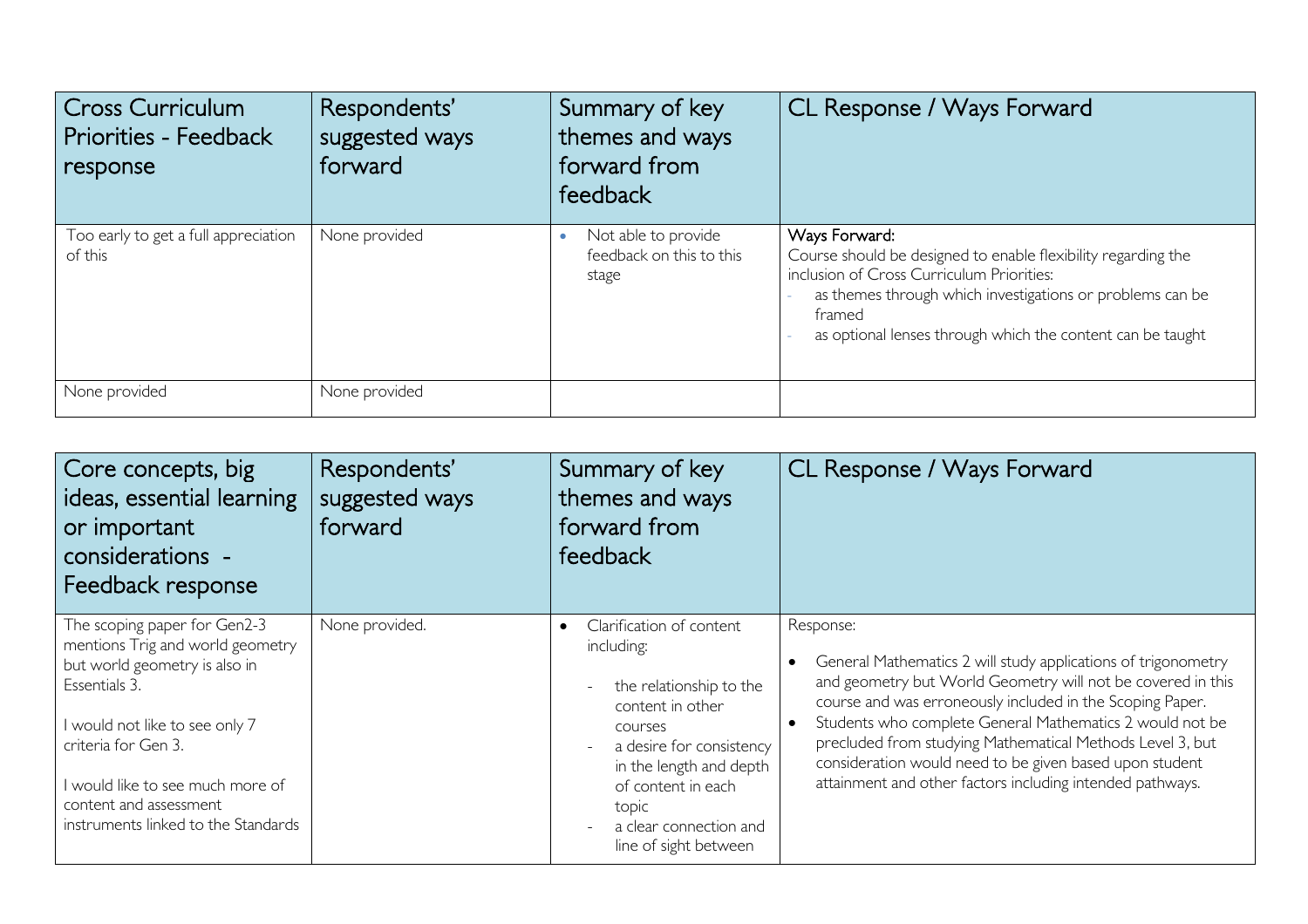| Cross Curriculum Priorities - Feedback response | Respondents' suggested ways forward | Summary of key themes and ways forward from feedback | CL Response / Ways Forward |
|---|---|---|---|
| Too early to get a full appreciation of this | None provided | • Not able to provide feedback on this to this stage | Ways Forward:<br>Course should be designed to enable flexibility regarding the inclusion of Cross Curriculum Priorities:<br>- as themes through which investigations or problems can be framed<br>- as optional lenses through which the content can be taught |
| None provided | None provided | | |

| Core concepts, big ideas, essential learning or important considerations - Feedback response | Respondents' suggested ways forward | Summary of key themes and ways forward from feedback | CL Response / Ways Forward |
|---|---|---|---|
| The scoping paper for Gen2-3 mentions Trig and world geometry but world geometry is also in Essentials 3.<br><br>I would not like to see only 7 criteria for Gen 3.<br><br>I would like to see much more of content and assessment instruments linked to the Standards | None provided. | • Clarification of content including:<br>- the relationship to the content in other courses<br>- a desire for consistency in the length and depth of content in each topic<br>- a clear connection and line of sight between | Response:<br>• General Mathematics 2 will study applications of trigonometry and geometry but World Geometry will not be covered in this course and was erroneously included in the Scoping Paper.<br>• Students who complete General Mathematics 2 would not be precluded from studying Mathematical Methods Level 3, but consideration would need to be given based upon student attainment and other factors including intended pathways. |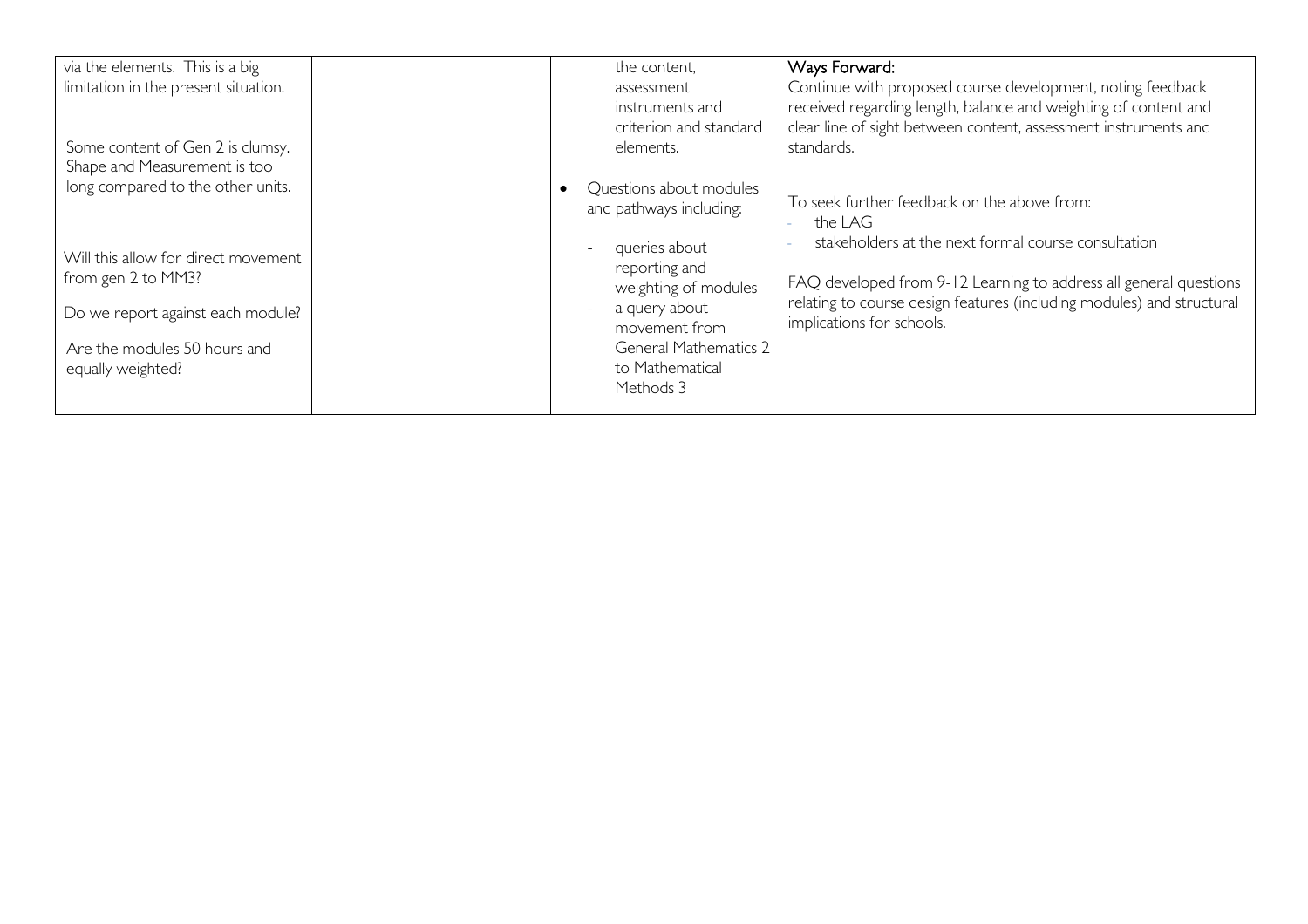| | | | |
|---|---|---|---|
| via the elements. This is a big limitation in the present situation.<br><br>Some content of Gen 2 is clumsy. Shape and Measurement is too long compared to the other units.<br><br>Will this allow for direct movement from gen 2 to MM3?<br><br>Do we report against each module?<br><br>Are the modules 50 hours and equally weighted? | | the content, assessment instruments and criterion and standard elements.<br><br>• Questions about modules and pathways including:<br>- queries about reporting and weighting of modules<br>- a query about movement from General Mathematics 2 to Mathematical Methods 3 | Ways Forward:<br>Continue with proposed course development, noting feedback received regarding length, balance and weighting of content and clear line of sight between content, assessment instruments and standards.<br><br>To seek further feedback on the above from:<br>- the LAG<br>- stakeholders at the next formal course consultation<br><br>FAQ developed from 9-12 Learning to address all general questions relating to course design features (including modules) and structural implications for schools. |